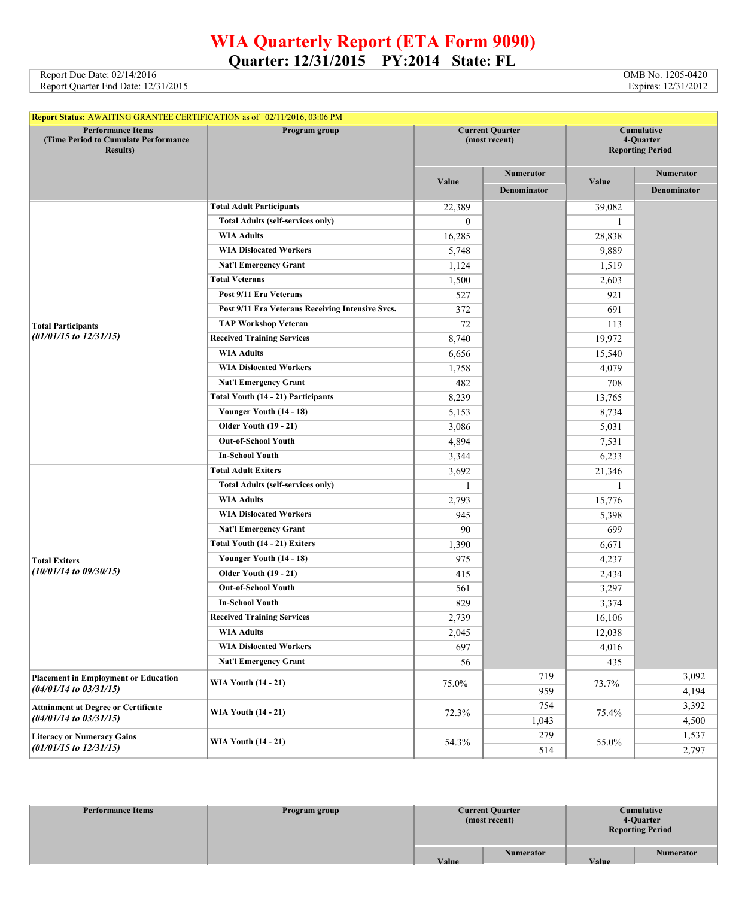# WIA Quarterly Report (ETA Form 9090)

## Quarter: 12/31/2015 PY:2014 State: FL

Report Due Date: 02/14/2016
Report Quarter End Date: 12/31/2015

OMB No. 1205-0420
Expires: 12/31/2012

**Report Status:** AWAITING GRANTEE CERTIFICATION as of 02/11/2016, 03:06 PM

| Performance Items (Time Period to Cumulate Performance Results) | Program group | Current Quarter (most recent) Value | Current Quarter Numerator / Denominator | Cumulative 4-Quarter Reporting Period Value | Cumulative 4-Quarter Numerator / Denominator |
|---|---|---|---|---|---|
| **Total Participants** *(01/01/15 to 12/31/15)* | **Total Adult Participants** | 22,389 | | 39,082 | |
| | **Total Adults (self-services only)** | 0 | | 1 | |
| | **WIA Adults** | 16,285 | | 28,838 | |
| | **WIA Dislocated Workers** | 5,748 | | 9,889 | |
| | **Nat'l Emergency Grant** | 1,124 | | 1,519 | |
| | **Total Veterans** | 1,500 | | 2,603 | |
| | **Post 9/11 Era Veterans** | 527 | | 921 | |
| | **Post 9/11 Era Veterans Receiving Intensive Svcs.** | 372 | | 691 | |
| | **TAP Workshop Veteran** | 72 | | 113 | |
| | **Received Training Services** | 8,740 | | 19,972 | |
| | **WIA Adults** | 6,656 | | 15,540 | |
| | **WIA Dislocated Workers** | 1,758 | | 4,079 | |
| | **Nat'l Emergency Grant** | 482 | | 708 | |
| | **Total Youth (14 - 21) Participants** | 8,239 | | 13,765 | |
| | **Younger Youth (14 - 18)** | 5,153 | | 8,734 | |
| | **Older Youth (19 - 21)** | 3,086 | | 5,031 | |
| | **Out-of-School Youth** | 4,894 | | 7,531 | |
| | **In-School Youth** | 3,344 | | 6,233 | |
| **Total Exiters** *(10/01/14 to 09/30/15)* | **Total Adult Exiters** | 3,692 | | 21,346 | |
| | **Total Adults (self-services only)** | 1 | | 1 | |
| | **WIA Adults** | 2,793 | | 15,776 | |
| | **WIA Dislocated Workers** | 945 | | 5,398 | |
| | **Nat'l Emergency Grant** | 90 | | 699 | |
| | **Total Youth (14 - 21) Exiters** | 1,390 | | 6,671 | |
| | **Younger Youth (14 - 18)** | 975 | | 4,237 | |
| | **Older Youth (19 - 21)** | 415 | | 2,434 | |
| | **Out-of-School Youth** | 561 | | 3,297 | |
| | **In-School Youth** | 829 | | 3,374 | |
| | **Received Training Services** | 2,739 | | 16,106 | |
| | **WIA Adults** | 2,045 | | 12,038 | |
| | **WIA Dislocated Workers** | 697 | | 4,016 | |
| | **Nat'l Emergency Grant** | 56 | | 435 | |
| **Placement in Employment or Education** *(04/01/14 to 03/31/15)* | **WIA Youth (14 - 21)** | 75.0% | 719 | 73.7% | 3,092 |
| | | | 959 | | 4,194 |
| **Attainment at Degree or Certificate** *(04/01/14 to 03/31/15)* | **WIA Youth (14 - 21)** | 72.3% | 754 | 75.4% | 3,392 |
| | | | 1,043 | | 4,500 |
| **Literacy or Numeracy Gains** *(01/01/15 to 12/31/15)* | **WIA Youth (14 - 21)** | 54.3% | 279 | 55.0% | 1,537 |
| | | | 514 | | 2,797 |

| Performance Items | Program group | Current Quarter (most recent) Value | Current Quarter Numerator | Cumulative 4-Quarter Reporting Period Value | Cumulative 4-Quarter Numerator |
|---|---|---|---|---|---|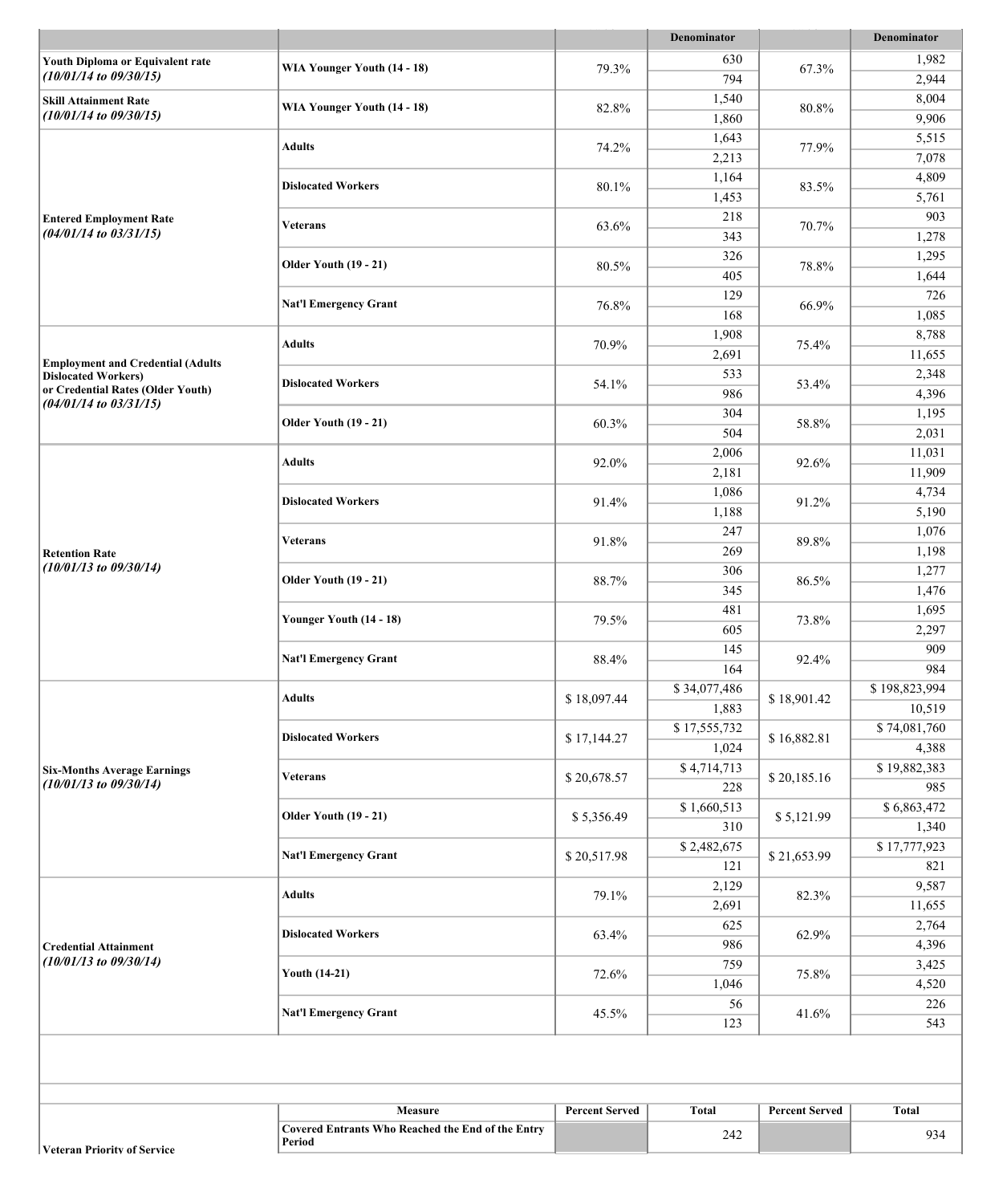| | | | Denominator | | Denominator |
|---|---|---|---|---|---|
| **Youth Diploma or Equivalent rate** ***(10/01/14 to 09/30/15)*** | **WIA Younger Youth (14 - 18)** | 79.3% | 630 | 67.3% | 1,982 |
| | | | 794 | | 2,944 |
| **Skill Attainment Rate** ***(10/01/14 to 09/30/15)*** | **WIA Younger Youth (14 - 18)** | 82.8% | 1,540 | 80.8% | 8,004 |
| | | | 1,860 | | 9,906 |
| **Entered Employment Rate** ***(04/01/14 to 03/31/15)*** | **Adults** | 74.2% | 1,643 | 77.9% | 5,515 |
| | | | 2,213 | | 7,078 |
| | **Dislocated Workers** | 80.1% | 1,164 | 83.5% | 4,809 |
| | | | 1,453 | | 5,761 |
| | **Veterans** | 63.6% | 218 | 70.7% | 903 |
| | | | 343 | | 1,278 |
| | **Older Youth (19 - 21)** | 80.5% | 326 | 78.8% | 1,295 |
| | | | 405 | | 1,644 |
| | **Nat'l Emergency Grant** | 76.8% | 129 | 66.9% | 726 |
| | | | 168 | | 1,085 |
| **Employment and Credential (Adults Dislocated Workers) or Credential Rates (Older Youth)** ***(04/01/14 to 03/31/15)*** | **Adults** | 70.9% | 1,908 | 75.4% | 8,788 |
| | | | 2,691 | | 11,655 |
| | **Dislocated Workers** | 54.1% | 533 | 53.4% | 2,348 |
| | | | 986 | | 4,396 |
| | **Older Youth (19 - 21)** | 60.3% | 304 | 58.8% | 1,195 |
| | | | 504 | | 2,031 |
| **Retention Rate** ***(10/01/13 to 09/30/14)*** | **Adults** | 92.0% | 2,006 | 92.6% | 11,031 |
| | | | 2,181 | | 11,909 |
| | **Dislocated Workers** | 91.4% | 1,086 | 91.2% | 4,734 |
| | | | 1,188 | | 5,190 |
| | **Veterans** | 91.8% | 247 | 89.8% | 1,076 |
| | | | 269 | | 1,198 |
| | **Older Youth (19 - 21)** | 88.7% | 306 | 86.5% | 1,277 |
| | | | 345 | | 1,476 |
| | **Younger Youth (14 - 18)** | 79.5% | 481 | 73.8% | 1,695 |
| | | | 605 | | 2,297 |
| | **Nat'l Emergency Grant** | 88.4% | 145 | 92.4% | 909 |
| | | | 164 | | 984 |
| **Six-Months Average Earnings** ***(10/01/13 to 09/30/14)*** | **Adults** | $ 18,097.44 | $ 34,077,486 | $ 18,901.42 | $ 198,823,994 |
| | | | 1,883 | | 10,519 |
| | **Dislocated Workers** | $ 17,144.27 | $ 17,555,732 | $ 16,882.81 | $ 74,081,760 |
| | | | 1,024 | | 4,388 |
| | **Veterans** | $ 20,678.57 | $ 4,714,713 | $ 20,185.16 | $ 19,882,383 |
| | | | 228 | | 985 |
| | **Older Youth (19 - 21)** | $ 5,356.49 | $ 1,660,513 | $ 5,121.99 | $ 6,863,472 |
| | | | 310 | | 1,340 |
| | **Nat'l Emergency Grant** | $ 20,517.98 | $ 2,482,675 | $ 21,653.99 | $ 17,777,923 |
| | | | 121 | | 821 |
| **Credential Attainment** ***(10/01/13 to 09/30/14)*** | **Adults** | 79.1% | 2,129 | 82.3% | 9,587 |
| | | | 2,691 | | 11,655 |
| | **Dislocated Workers** | 63.4% | 625 | 62.9% | 2,764 |
| | | | 986 | | 4,396 |
| | **Youth (14-21)** | 72.6% | 759 | 75.8% | 3,425 |
| | | | 1,046 | | 4,520 |
| | **Nat'l Emergency Grant** | 45.5% | 56 | 41.6% | 226 |
| | | | 123 | | 543 |

| | Measure | Percent Served | Total | Percent Served | Total |
|---|---|---|---|---|---|
| **Veteran Priority of Service** | **Covered Entrants Who Reached the End of the Entry Period** | | 242 | | 934 |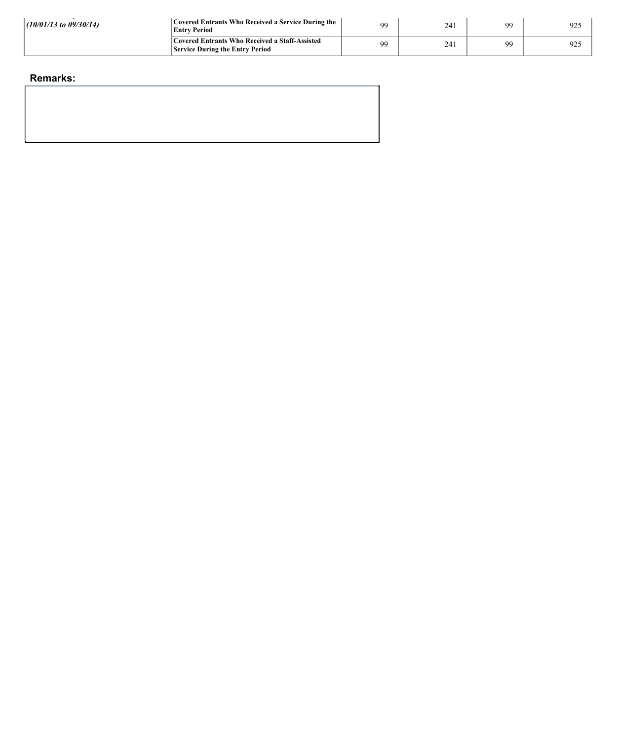| | | | | | |
|---|---|---|---|---|---|
| *(10/01/13 to 09/30/14)* | **Covered Entrants Who Received a Service During the Entry Period** | 99 | 241 | 99 | 925 |
| | **Covered Entrants Who Received a Staff-Assisted Service During the Entry Period** | 99 | 241 | 99 | 925 |

## Remarks: